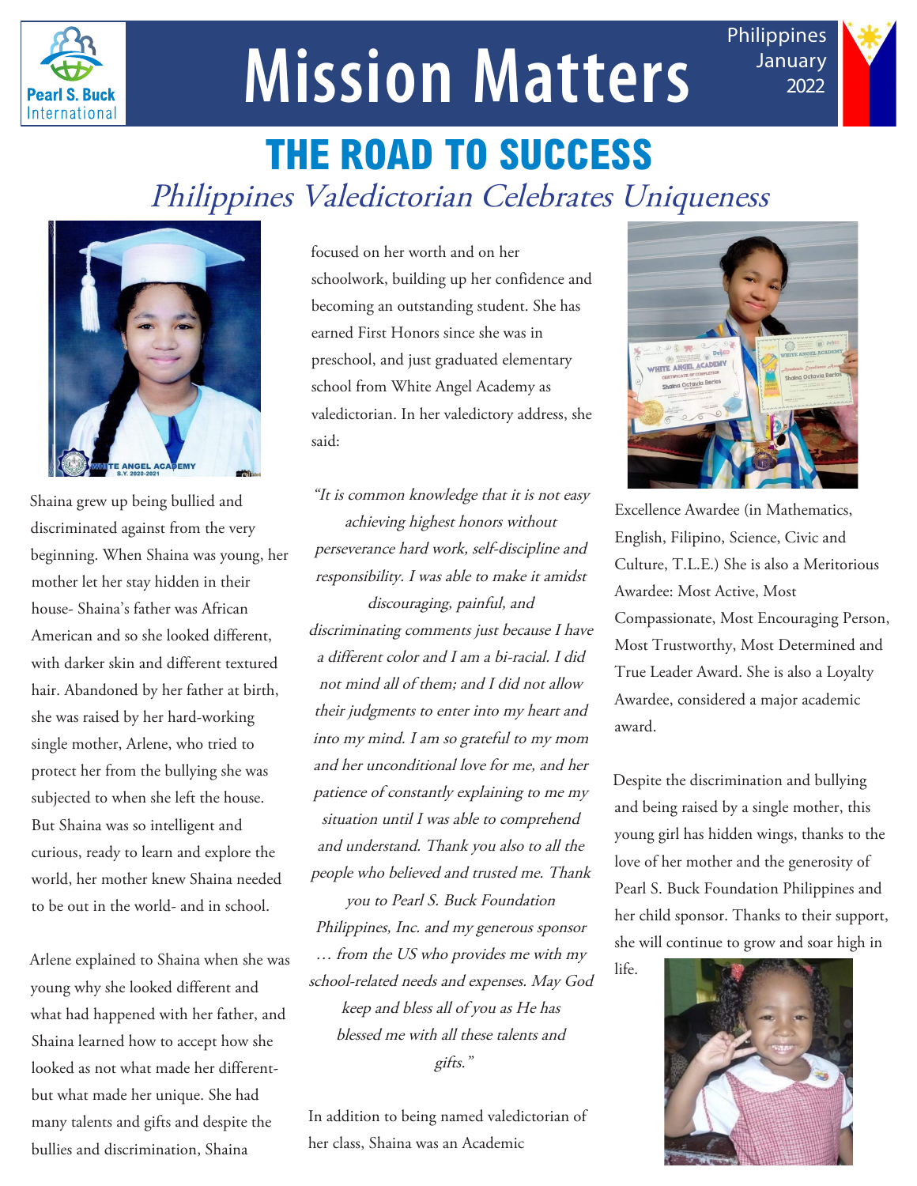# Mission Matters

Philippines
January
2022

## THE ROAD TO SUCCESS

*Philippines Valedictorian Celebrates Uniqueness*

Shaina grew up being bullied and discriminated against from the very beginning. When Shaina was young, her mother let her stay hidden in their house- Shaina's father was African American and so she looked different, with darker skin and different textured hair. Abandoned by her father at birth, she was raised by her hard-working single mother, Arlene, who tried to protect her from the bullying she was subjected to when she left the house. But Shaina was so intelligent and curious, ready to learn and explore the world, her mother knew Shaina needed to be out in the world- and in school.

Arlene explained to Shaina when she was young why she looked different and what had happened with her father, and Shaina learned how to accept how she looked as not what made her different- but what made her unique. She had many talents and gifts and despite the bullies and discrimination, Shaina focused on her worth and on her schoolwork, building up her confidence and becoming an outstanding student. She has earned First Honors since she was in preschool, and just graduated elementary school from White Angel Academy as valedictorian. In her valedictory address, she said:

*"It is common knowledge that it is not easy achieving highest honors without perseverance hard work, self-discipline and responsibility. I was able to make it amidst discouraging, painful, and discriminating comments just because I have a different color and I am a bi-racial. I did not mind all of them; and I did not allow their judgments to enter into my heart and into my mind. I am so grateful to my mom and her unconditional love for me, and her patience of constantly explaining to me my situation until I was able to comprehend and understand. Thank you also to all the people who believed and trusted me. Thank you to Pearl S. Buck Foundation Philippines, Inc. and my generous sponsor … from the US who provides me with my school-related needs and expenses. May God keep and bless all of you as He has blessed me with all these talents and gifts."*

In addition to being named valedictorian of her class, Shaina was an Academic Excellence Awardee (in Mathematics, English, Filipino, Science, Civic and Culture, T.L.E.) She is also a Meritorious Awardee: Most Active, Most Compassionate, Most Encouraging Person, Most Trustworthy, Most Determined and True Leader Award. She is also a Loyalty Awardee, considered a major academic award.

Despite the discrimination and bullying and being raised by a single mother, this young girl has hidden wings, thanks to the love of her mother and the generosity of Pearl S. Buck Foundation Philippines and her child sponsor. Thanks to their support, she will continue to grow and soar high in life.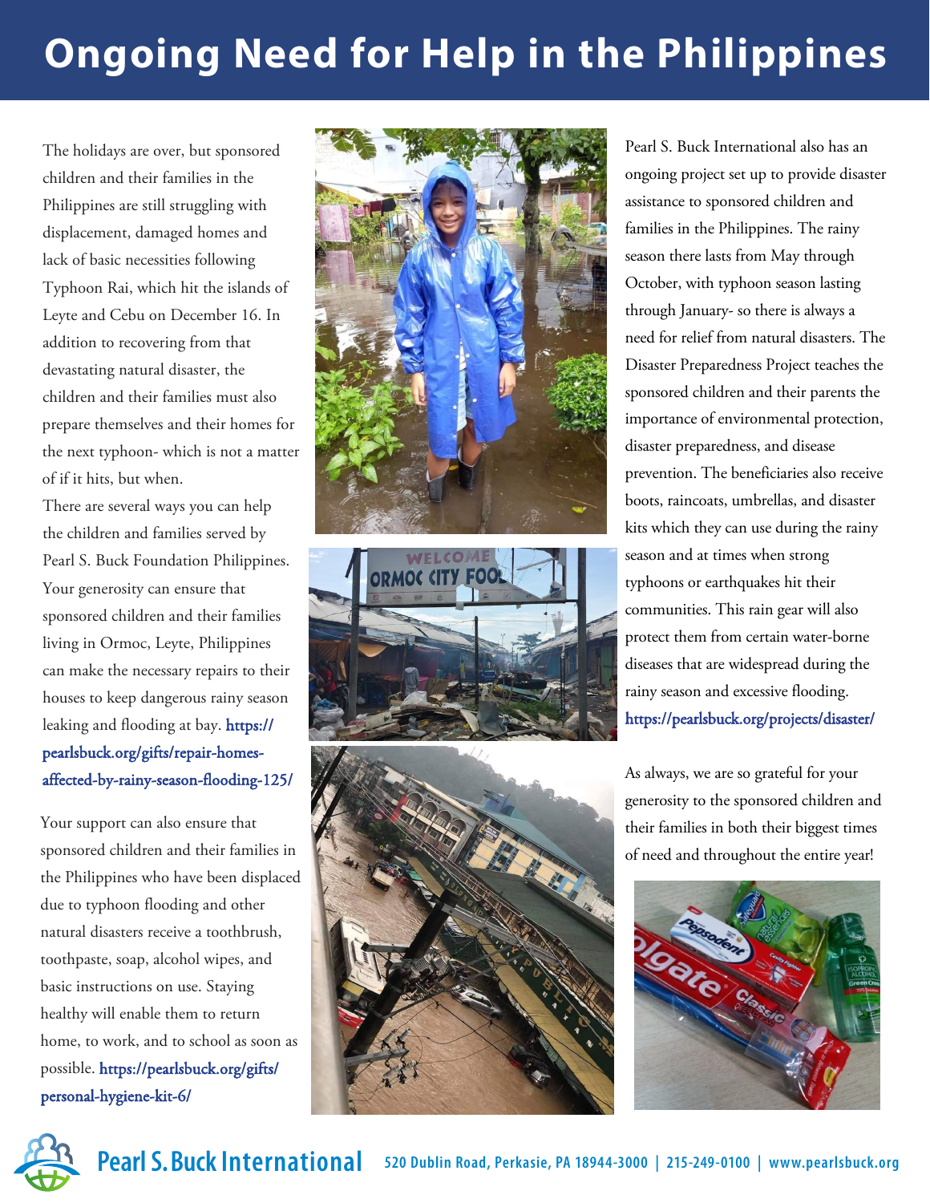# Ongoing Need for Help in the Philippines

The holidays are over, but sponsored children and their families in the Philippines are still struggling with displacement, damaged homes and lack of basic necessities following Typhoon Rai, which hit the islands of Leyte and Cebu on December 16. In addition to recovering from that devastating natural disaster, the children and their families must also prepare themselves and their homes for the next typhoon- which is not a matter of if it hits, but when.

There are several ways you can help the children and families served by Pearl S. Buck Foundation Philippines. Your generosity can ensure that sponsored children and their families living in Ormoc, Leyte, Philippines can make the necessary repairs to their houses to keep dangerous rainy season leaking and flooding at bay. https://pearlsbuck.org/gifts/repair-homes-affected-by-rainy-season-flooding-125/

Your support can also ensure that sponsored children and their families in the Philippines who have been displaced due to typhoon flooding and other natural disasters receive a toothbrush, toothpaste, soap, alcohol wipes, and basic instructions on use. Staying healthy will enable them to return home, to work, and to school as soon as possible. https://pearlsbuck.org/gifts/personal-hygiene-kit-6/

Pearl S. Buck International also has an ongoing project set up to provide disaster assistance to sponsored children and families in the Philippines. The rainy season there lasts from May through October, with typhoon season lasting through January- so there is always a need for relief from natural disasters. The Disaster Preparedness Project teaches the sponsored children and their parents the importance of environmental protection, disaster preparedness, and disease prevention. The beneficiaries also receive boots, raincoats, umbrellas, and disaster kits which they can use during the rainy season and at times when strong typhoons or earthquakes hit their communities. This rain gear will also protect them from certain water-borne diseases that are widespread during the rainy season and excessive flooding. https://pearlsbuck.org/projects/disaster/

As always, we are so grateful for your generosity to the sponsored children and their families in both their biggest times of need and throughout the entire year!

**Pearl S. Buck International** 520 Dublin Road, Perkasie, PA 18944-3000 | 215-249-0100 | www.pearlsbuck.org